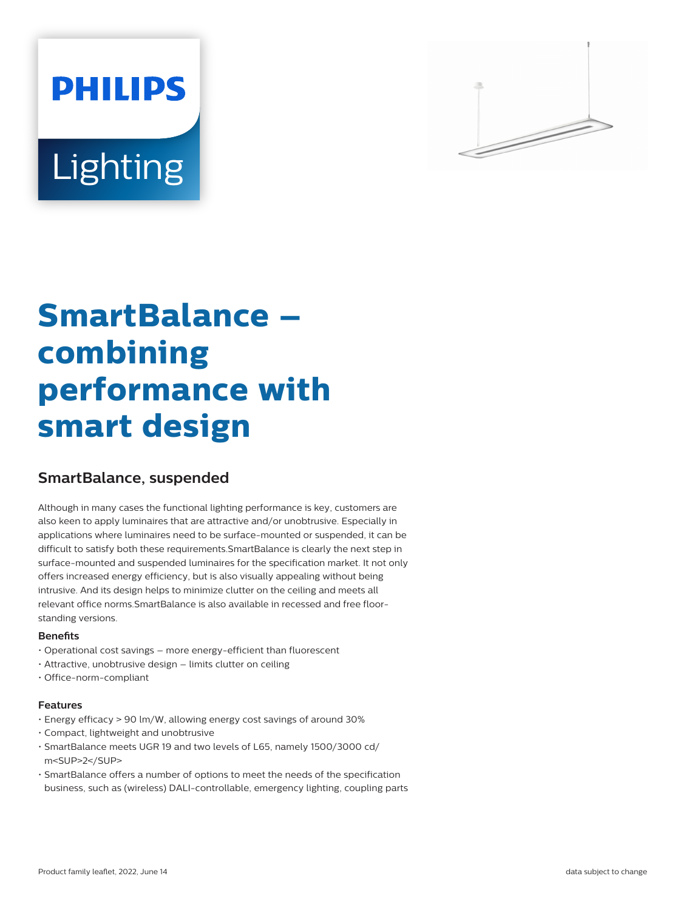PHILIPS

Lighting

# SmartBalance – combining performance with smart design

## SmartBalance, suspended

Although in many cases the functional lighting performance is key, customers are also keen to apply luminaires that are attractive and/or unobtrusive. Especially in applications where luminaires need to be surface-mounted or suspended, it can be difficult to satisfy both these requirements.SmartBalance is clearly the next step in surface-mounted and suspended luminaires for the specification market. It not only offers increased energy efficiency, but is also visually appealing without being intrusive. And its design helps to minimize clutter on the ceiling and meets all relevant office norms.SmartBalance is also available in recessed and free floor-standing versions.

#### Benefits

- Operational cost savings – more energy-efficient than fluorescent
- Attractive, unobtrusive design – limits clutter on ceiling
- Office-norm-compliant

#### Features

- Energy efficacy > 90 lm/W, allowing energy cost savings of around 30%
- Compact, lightweight and unobtrusive
- SmartBalance meets UGR 19 and two levels of L65, namely 1500/3000 cd/m<SUP>2</SUP>
- SmartBalance offers a number of options to meet the needs of the specification business, such as (wireless) DALI-controllable, emergency lighting, coupling parts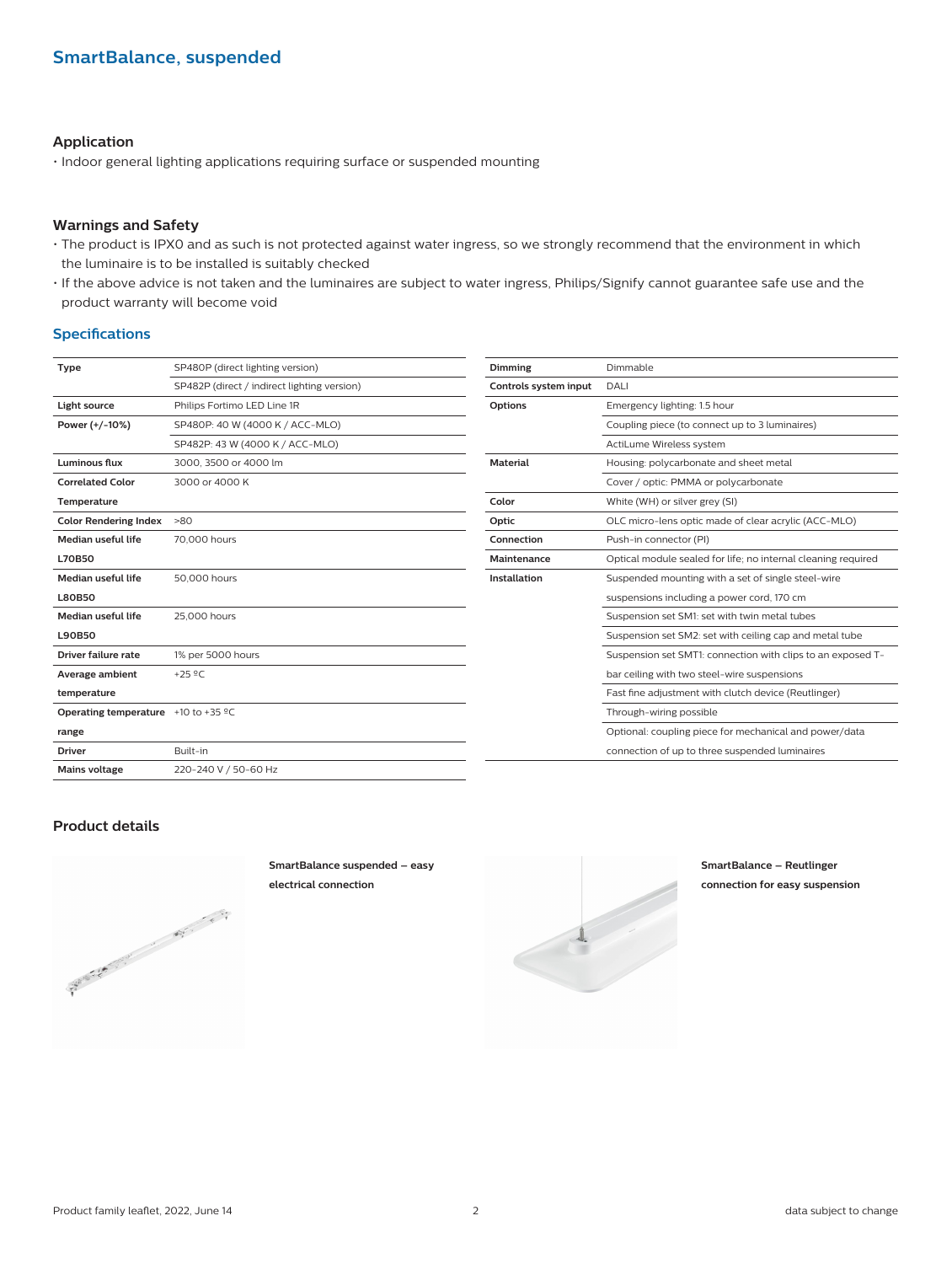## SmartBalance, suspended

### Application

- Indoor general lighting applications requiring surface or suspended mounting

### Warnings and Safety

- The product is IPX0 and as such is not protected against water ingress, so we strongly recommend that the environment in which the luminaire is to be installed is suitably checked
- If the above advice is not taken and the luminaires are subject to water ingress, Philips/Signify cannot guarantee safe use and the product warranty will become void

### Specifications

| | |
|---|---|
| **Type** | SP480P (direct lighting version) |
| | SP482P (direct / indirect lighting version) |
| **Light source** | Philips Fortimo LED Line 1R |
| **Power (+/-10%)** | SP480P: 40 W (4000 K / ACC-MLO) |
| | SP482P: 43 W (4000 K / ACC-MLO) |
| **Luminous flux** | 3000, 3500 or 4000 lm |
| **Correlated Color Temperature** | 3000 or 4000 K |
| **Color Rendering Index** | >80 |
| **Median useful life L70B50** | 70,000 hours |
| **Median useful life L80B50** | 50,000 hours |
| **Median useful life L90B50** | 25,000 hours |
| **Driver failure rate** | 1% per 5000 hours |
| **Average ambient temperature** | +25 ºC |
| **Operating temperature range** | +10 to +35 ºC |
| **Driver** | Built-in |
| **Mains voltage** | 220-240 V / 50-60 Hz |

| | |
|---|---|
| **Dimming** | Dimmable |
| **Controls system input** | DALI |
| **Options** | Emergency lighting: 1.5 hour |
| | Coupling piece (to connect up to 3 luminaires) |
| | ActiLume Wireless system |
| **Material** | Housing: polycarbonate and sheet metal |
| | Cover / optic: PMMA or polycarbonate |
| **Color** | White (WH) or silver grey (SI) |
| **Optic** | OLC micro-lens optic made of clear acrylic (ACC-MLO) |
| **Connection** | Push-in connector (PI) |
| **Maintenance** | Optical module sealed for life; no internal cleaning required |
| **Installation** | Suspended mounting with a set of single steel-wire suspensions including a power cord, 170 cm |
| | Suspension set SM1: set with twin metal tubes |
| | Suspension set SM2: set with ceiling cap and metal tube |
| | Suspension set SMT1: connection with clips to an exposed T-bar ceiling with two steel-wire suspensions |
| | Fast fine adjustment with clutch device (Reutlinger) |
| | Through-wiring possible |
| | Optional: coupling piece for mechanical and power/data connection of up to three suspended luminaires |

### Product details

**SmartBalance suspended – easy electrical connection**

**SmartBalance – Reutlinger connection for easy suspension**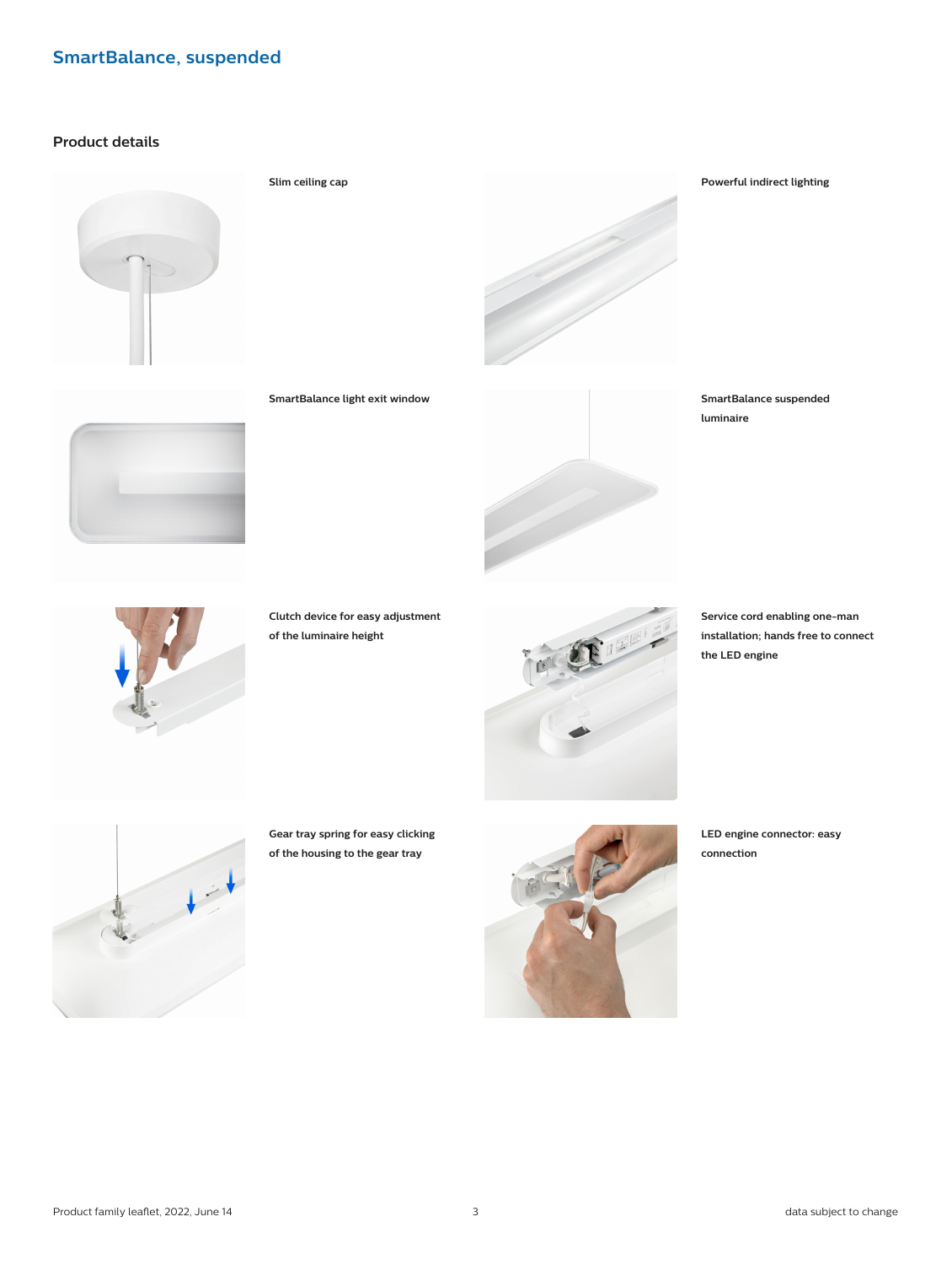# SmartBalance, suspended

## Product details

Slim ceiling cap

Powerful indirect lighting

SmartBalance light exit window

SmartBalance suspended luminaire

Clutch device for easy adjustment of the luminaire height

Service cord enabling one-man installation; hands free to connect the LED engine

Gear tray spring for easy clicking of the housing to the gear tray

LED engine connector: easy connection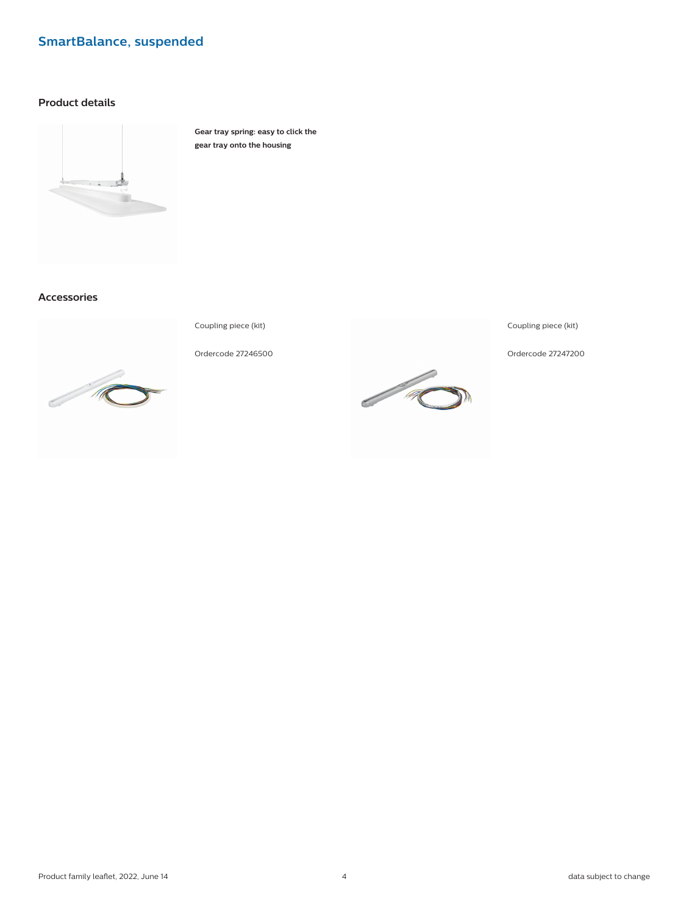# SmartBalance, suspended

## Product details

**Gear tray spring: easy to click the gear tray onto the housing**

## Accessories

Coupling piece (kit)

Ordercode 27246500

Coupling piece (kit)

Ordercode 27247200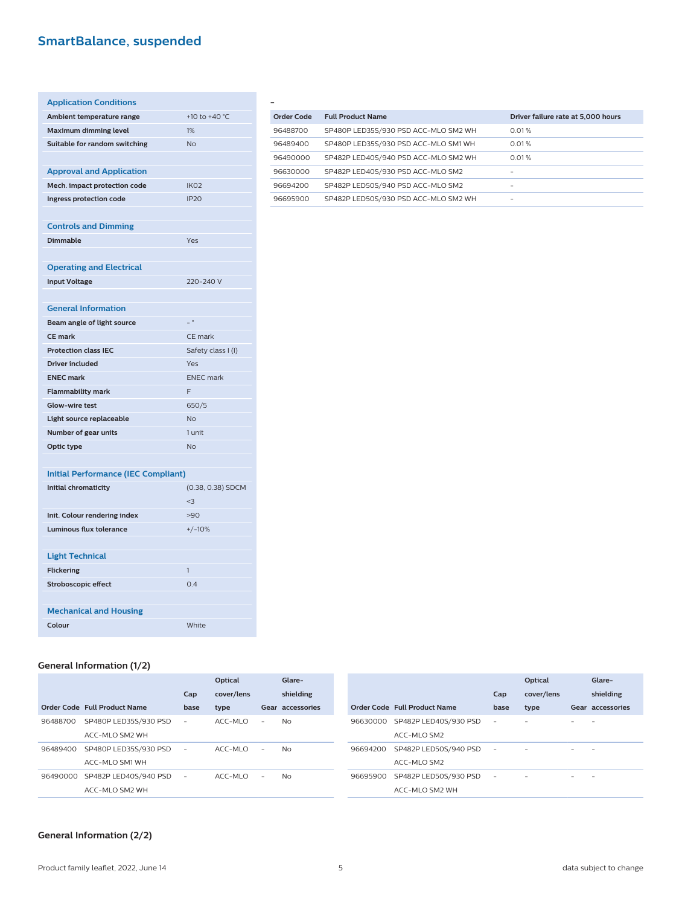## SmartBalance, suspended

| Application Conditions | |
|---|---|
| Ambient temperature range | +10 to +40 °C |
| Maximum dimming level | 1% |
| Suitable for random switching | No |
| **Approval and Application** | |
| Mech. impact protection code | IK02 |
| Ingress protection code | IP20 |
| **Controls and Dimming** | |
| Dimmable | Yes |
| **Operating and Electrical** | |
| Input Voltage | 220-240 V |
| **General Information** | |
| Beam angle of light source | - ° |
| CE mark | CE mark |
| Protection class IEC | Safety class I (I) |
| Driver included | Yes |
| ENEC mark | ENEC mark |
| Flammability mark | F |
| Glow-wire test | 650/5 |
| Light source replaceable | No |
| Number of gear units | 1 unit |
| Optic type | No |
| **Initial Performance (IEC Compliant)** | |
| Initial chromaticity | (0.38, 0.38) SDCM <3 |
| Init. Colour rendering index | >90 |
| Luminous flux tolerance | +/-10% |
| **Light Technical** | |
| Flickering | 1 |
| Stroboscopic effect | 0.4 |
| **Mechanical and Housing** | |
| Colour | White |

-

| Order Code | Full Product Name | Driver failure rate at 5,000 hours |
|---|---|---|
| 96488700 | SP480P LED35S/930 PSD ACC-MLO SM2 WH | 0.01 % |
| 96489400 | SP480P LED35S/930 PSD ACC-MLO SM1 WH | 0.01 % |
| 96490000 | SP482P LED40S/940 PSD ACC-MLO SM2 WH | 0.01 % |
| 96630000 | SP482P LED40S/930 PSD ACC-MLO SM2 | - |
| 96694200 | SP482P LED50S/940 PSD ACC-MLO SM2 | - |
| 96695900 | SP482P LED50S/930 PSD ACC-MLO SM2 WH | - |

### General Information (1/2)

| Order Code | Full Product Name | Cap base | Optical cover/lens type | Gear | Glare-shielding accessories |
|---|---|---|---|---|---|
| 96488700 | SP480P LED35S/930 PSD ACC-MLO SM2 WH | - | ACC-MLO | - | No |
| 96489400 | SP480P LED35S/930 PSD ACC-MLO SM1 WH | - | ACC-MLO | - | No |
| 96490000 | SP482P LED40S/940 PSD ACC-MLO SM2 WH | - | ACC-MLO | - | No |
| 96630000 | SP482P LED40S/930 PSD ACC-MLO SM2 | - | - | - | - |
| 96694200 | SP482P LED50S/940 PSD ACC-MLO SM2 | - | - | - | - |
| 96695900 | SP482P LED50S/930 PSD ACC-MLO SM2 WH | - | - | - | - |

### General Information (2/2)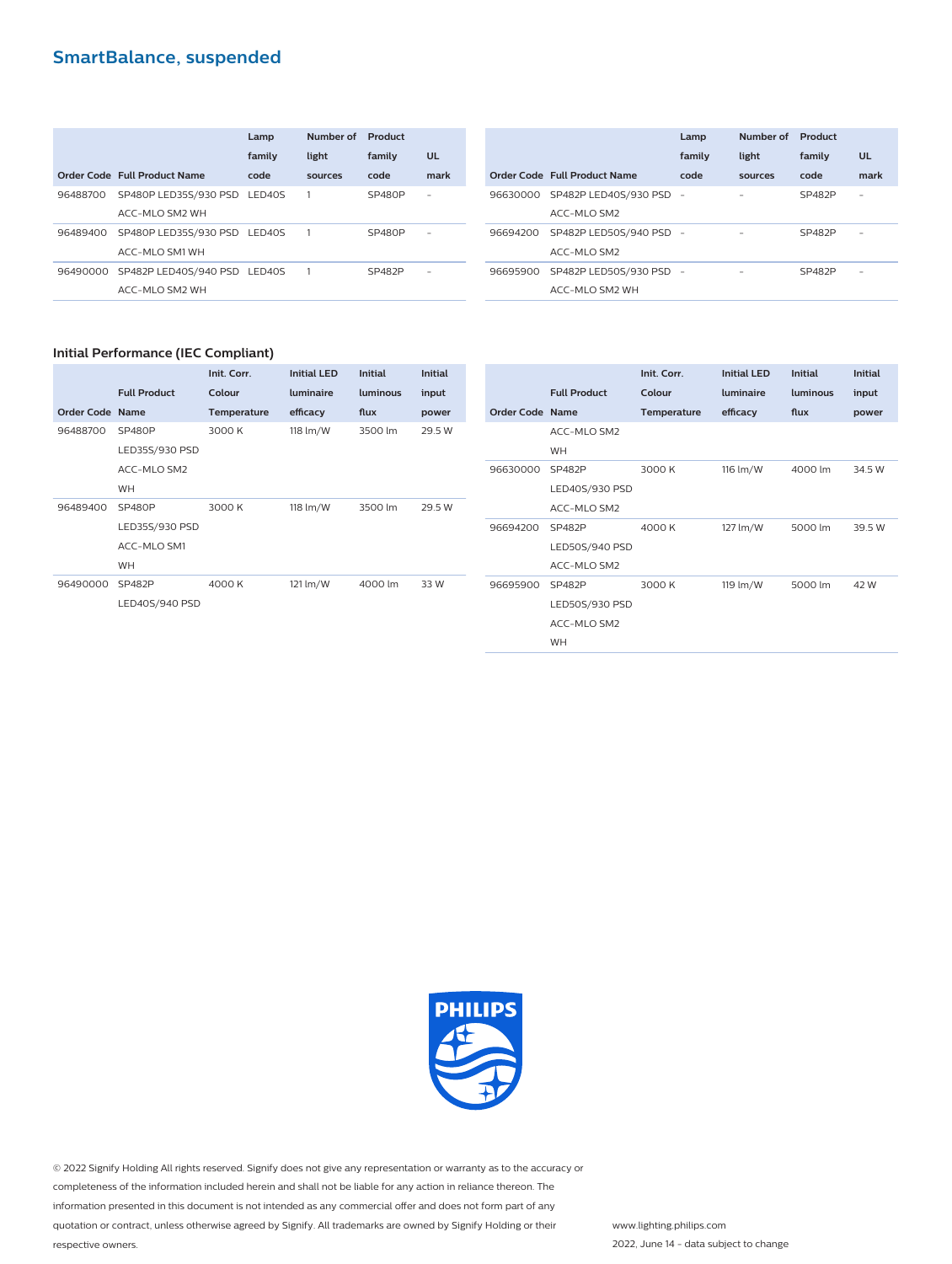## SmartBalance, suspended

| Order Code | Full Product Name | Lamp family code | Number of light sources | Product family code | UL mark |
|---|---|---|---|---|---|
| 96488700 | SP480P LED35S/930 PSD ACC-MLO SM2 WH | LED40S | 1 | SP480P | - |
| 96489400 | SP480P LED35S/930 PSD ACC-MLO SM1 WH | LED40S | 1 | SP480P | - |
| 96490000 | SP482P LED40S/940 PSD ACC-MLO SM2 WH | LED40S | 1 | SP482P | - |
| 96630000 | SP482P LED40S/930 PSD ACC-MLO SM2 | - | - | SP482P | - |
| 96694200 | SP482P LED50S/940 PSD ACC-MLO SM2 | - | - | SP482P | - |
| 96695900 | SP482P LED50S/930 PSD ACC-MLO SM2 WH | - | - | SP482P | - |

### Initial Performance (IEC Compliant)

| Order Code | Full Product Name | Init. Corr. Colour Temperature | Initial LED luminaire efficacy | Initial luminous flux | Initial input power |
|---|---|---|---|---|---|
| 96488700 | SP480P LED35S/930 PSD ACC-MLO SM2 WH | 3000 K | 118 lm/W | 3500 lm | 29.5 W |
| 96489400 | SP480P LED35S/930 PSD ACC-MLO SM1 WH | 3000 K | 118 lm/W | 3500 lm | 29.5 W |
| 96490000 | SP482P LED40S/940 PSD ACC-MLO SM2 WH | 4000 K | 121 lm/W | 4000 lm | 33 W |
| 96630000 | SP482P LED40S/930 PSD ACC-MLO SM2 | 3000 K | 116 lm/W | 4000 lm | 34.5 W |
| 96694200 | SP482P LED50S/940 PSD ACC-MLO SM2 | 4000 K | 127 lm/W | 5000 lm | 39.5 W |
| 96695900 | SP482P LED50S/930 PSD ACC-MLO SM2 WH | 3000 K | 119 lm/W | 5000 lm | 42 W |

© 2022 Signify Holding All rights reserved. Signify does not give any representation or warranty as to the accuracy or completeness of the information included herein and shall not be liable for any action in reliance thereon. The information presented in this document is not intended as any commercial offer and does not form part of any quotation or contract, unless otherwise agreed by Signify. All trademarks are owned by Signify Holding or their respective owners.

www.lighting.philips.com

2022, June 14 - data subject to change